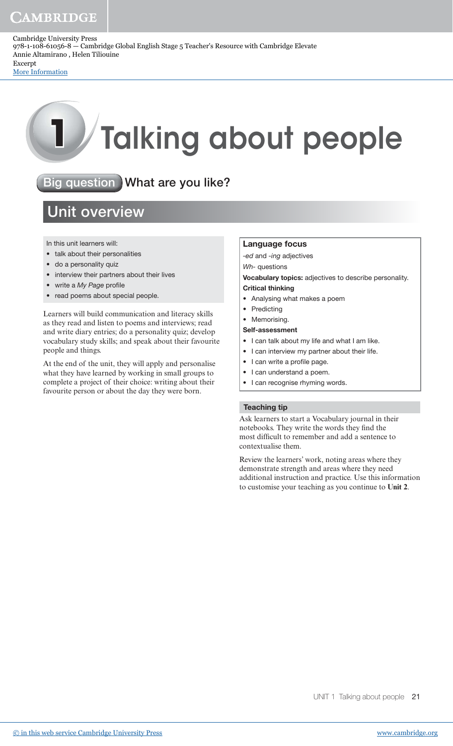Cambridge University Press
978-1-108-61056-8 — Cambridge Global English Stage 5 Teacher's Resource with Cambridge Elevate
Annie Altamirano , Helen Tiliouine
Excerpt
More Information

# 1 Talking about people

**Big question** What are you like?

## Unit overview

In this unit learners will:

- talk about their personalities
- do a personality quiz
- interview their partners about their lives
- write a *My Page* profile
- read poems about special people.

Learners will build communication and literacy skills as they read and listen to poems and interviews; read and write diary entries; do a personality quiz; develop vocabulary study skills; and speak about their favourite people and things.

At the end of the unit, they will apply and personalise what they have learned by working in small groups to complete a project of their choice: writing about their favourite person or about the day they were born.

**Language focus**

*-ed* and *-ing* adjectives

*Wh-* questions

**Vocabulary topics:** adjectives to describe personality.

**Critical thinking**

- Analysing what makes a poem
- Predicting
- Memorising.

**Self-assessment**

- I can talk about my life and what I am like.
- I can interview my partner about their life.
- I can write a profile page.
- I can understand a poem.
- I can recognise rhyming words.

**Teaching tip**

Ask learners to start a Vocabulary journal in their notebooks. They write the words they find the most difficult to remember and add a sentence to contextualise them.

Review the learners' work, noting areas where they demonstrate strength and areas where they need additional instruction and practice. Use this information to customise your teaching as you continue to **Unit 2**.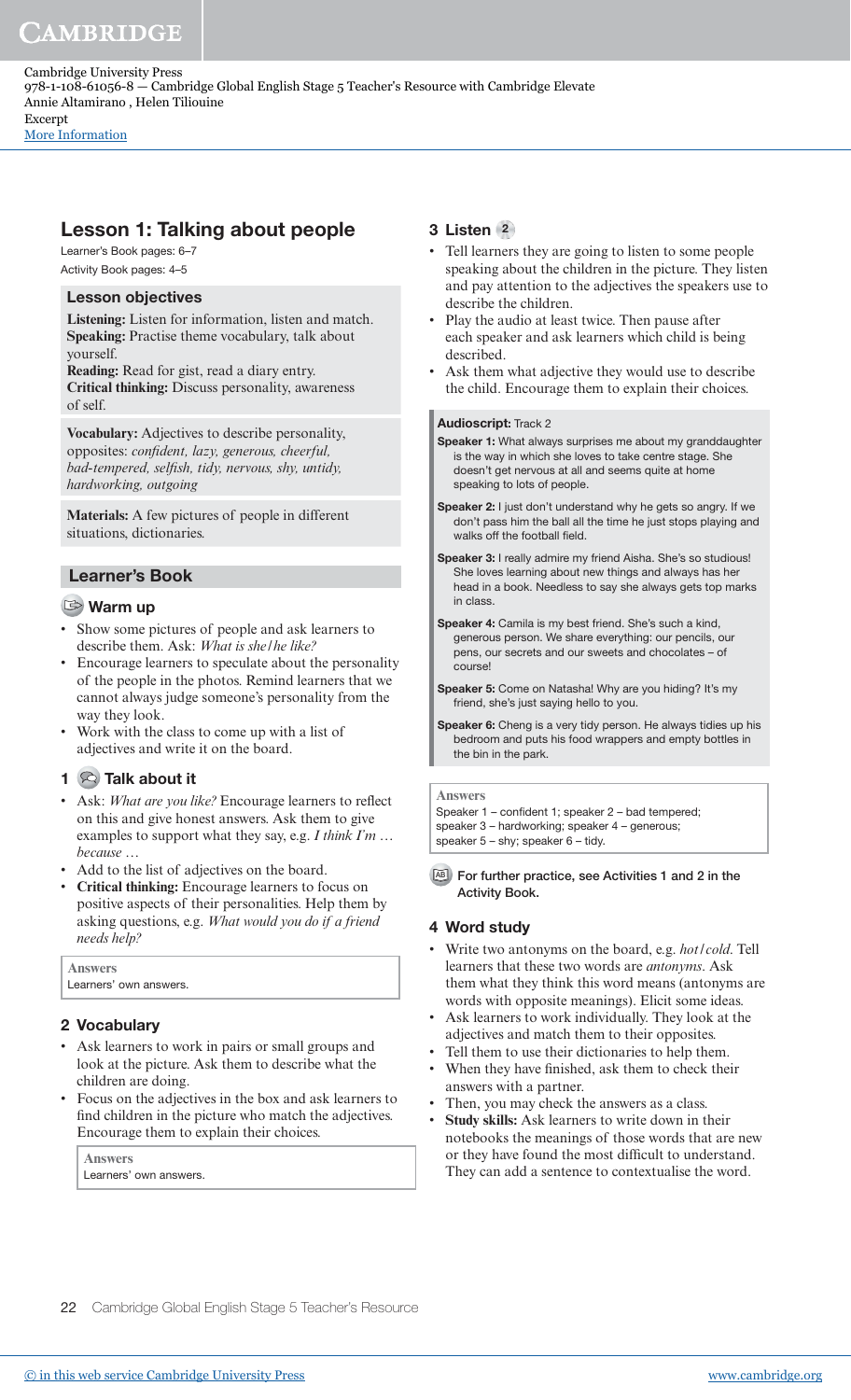## Lesson 1: Talking about people

Learner's Book pages: 6–7
Activity Book pages: 4–5

### Lesson objectives

**Listening:** Listen for information, listen and match.
**Speaking:** Practise theme vocabulary, talk about yourself.
**Reading:** Read for gist, read a diary entry.
**Critical thinking:** Discuss personality, awareness of self.

**Vocabulary:** Adjectives to describe personality, opposites: *confident, lazy, generous, cheerful, bad-tempered, selfish, tidy, nervous, shy, untidy, hardworking, outgoing*

**Materials:** A few pictures of people in different situations, dictionaries.

### Learner's Book

#### Warm up

- Show some pictures of people and ask learners to describe them. Ask: *What is she/he like?*
- Encourage learners to speculate about the personality of the people in the photos. Remind learners that we cannot always judge someone's personality from the way they look.
- Work with the class to come up with a list of adjectives and write it on the board.

#### 1 Talk about it

- Ask: *What are you like?* Encourage learners to reflect on this and give honest answers. Ask them to give examples to support what they say, e.g. *I think I'm … because …*
- Add to the list of adjectives on the board.
- **Critical thinking:** Encourage learners to focus on positive aspects of their personalities. Help them by asking questions, e.g. *What would you do if a friend needs help?*

**Answers**
Learners' own answers.

#### 2 Vocabulary

- Ask learners to work in pairs or small groups and look at the picture. Ask them to describe what the children are doing.
- Focus on the adjectives in the box and ask learners to find children in the picture who match the adjectives. Encourage them to explain their choices.

**Answers**
Learners' own answers.

#### 3 Listen 2

- Tell learners they are going to listen to some people speaking about the children in the picture. They listen and pay attention to the adjectives the speakers use to describe the children.
- Play the audio at least twice. Then pause after each speaker and ask learners which child is being described.
- Ask them what adjective they would use to describe the child. Encourage them to explain their choices.

**Audioscript:** Track 2

**Speaker 1:** What always surprises me about my granddaughter is the way in which she loves to take centre stage. She doesn't get nervous at all and seems quite at home speaking to lots of people.

**Speaker 2:** I just don't understand why he gets so angry. If we don't pass him the ball all the time he just stops playing and walks off the football field.

**Speaker 3:** I really admire my friend Aisha. She's so studious! She loves learning about new things and always has her head in a book. Needless to say she always gets top marks in class.

**Speaker 4:** Camila is my best friend. She's such a kind, generous person. We share everything: our pencils, our pens, our secrets and our sweets and chocolates – of course!

**Speaker 5:** Come on Natasha! Why are you hiding? It's my friend, she's just saying hello to you.

**Speaker 6:** Cheng is a very tidy person. He always tidies up his bedroom and puts his food wrappers and empty bottles in the bin in the park.

**Answers**
Speaker 1 – confident 1; speaker 2 – bad tempered; speaker 3 – hardworking; speaker 4 – generous; speaker 5 – shy; speaker 6 – tidy.

**For further practice, see Activities 1 and 2 in the Activity Book.**

#### 4 Word study

- Write two antonyms on the board, e.g. *hot/cold*. Tell learners that these two words are *antonyms*. Ask them what they think this word means (antonyms are words with opposite meanings). Elicit some ideas.
- Ask learners to work individually. They look at the adjectives and match them to their opposites.
- Tell them to use their dictionaries to help them.
- When they have finished, ask them to check their answers with a partner.
- Then, you may check the answers as a class.
- **Study skills:** Ask learners to write down in their notebooks the meanings of those words that are new or they have found the most difficult to understand. They can add a sentence to contextualise the word.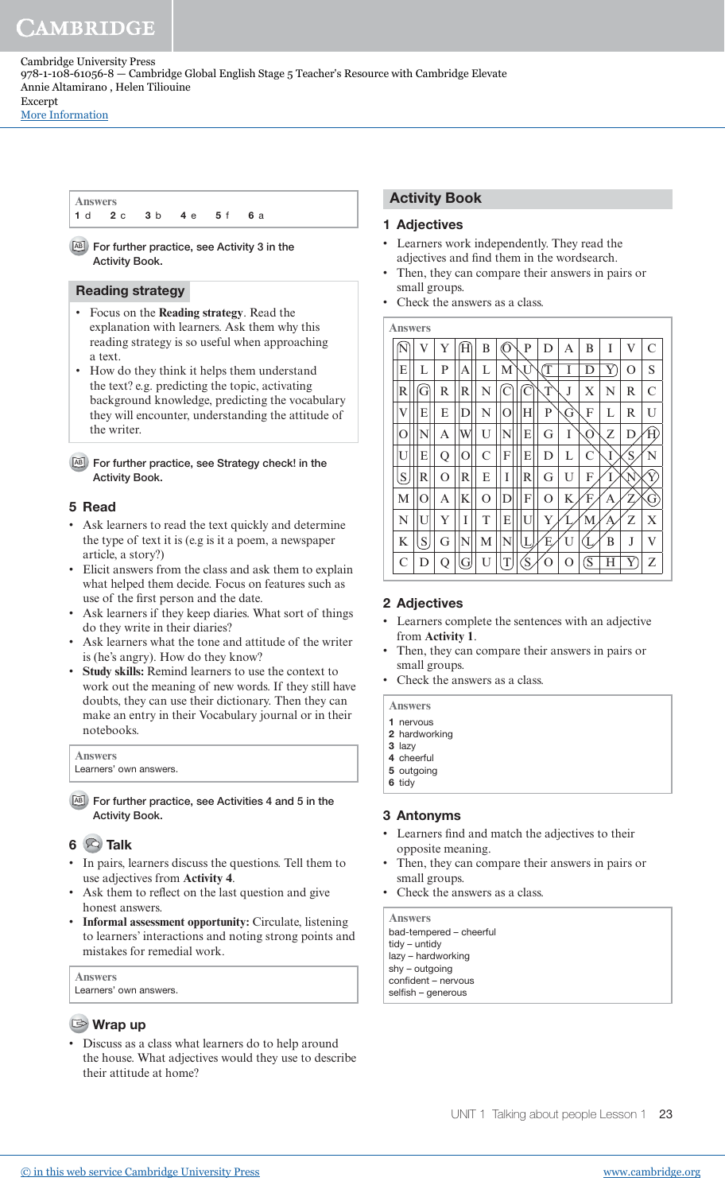Cambridge University Press
978-1-108-61056-8 — Cambridge Global English Stage 5 Teacher's Resource with Cambridge Elevate
Annie Altamirano , Helen Tiliouine
Excerpt
More Information

**Answers**
1 d  2 c  3 b  4 e  5 f  6 a

For further practice, see Activity 3 in the Activity Book.

## Reading strategy

- Focus on the **Reading strategy**. Read the explanation with learners. Ask them why this reading strategy is so useful when approaching a text.
- How do they think it helps them understand the text? e.g. predicting the topic, activating background knowledge, predicting the vocabulary they will encounter, understanding the attitude of the writer.

For further practice, see Strategy check! in the Activity Book.

### 5 Read

- Ask learners to read the text quickly and determine the type of text it is (e.g is it a poem, a newspaper article, a story?)
- Elicit answers from the class and ask them to explain what helped them decide. Focus on features such as use of the first person and the date.
- Ask learners if they keep diaries. What sort of things do they write in their diaries?
- Ask learners what the tone and attitude of the writer is (he's angry). How do they know?
- **Study skills:** Remind learners to use the context to work out the meaning of new words. If they still have doubts, they can use their dictionary. Then they can make an entry in their Vocabulary journal or in their notebooks.

**Answers**
Learners' own answers.

For further practice, see Activities 4 and 5 in the Activity Book.

### 6 Talk

- In pairs, learners discuss the questions. Tell them to use adjectives from **Activity 4**.
- Ask them to reflect on the last question and give honest answers.
- **Informal assessment opportunity:** Circulate, listening to learners' interactions and noting strong points and mistakes for remedial work.

**Answers**
Learners' own answers.

### Wrap up

- Discuss as a class what learners do to help around the house. What adjectives would they use to describe their attitude at home?

## Activity Book

### 1 Adjectives

- Learners work independently. They read the adjectives and find them in the wordsearch.
- Then, they can compare their answers in pairs or small groups.
- Check the answers as a class.

**Answers**

| | | | | | | | | | | | |
|---|---|---|---|---|---|---|---|---|---|---|---|
| N | V | Y | H | B | O | P | D | A | B | I | V | C |
| E | L | P | A | L | M | U | T | I | D | Y | O | S |
| R | G | R | R | N | C | C | T | J | X | N | R | C |
| V | E | E | D | N | O | H | P | G | F | L | R | U |
| O | N | A | W | U | N | E | G | I | O | Z | D | H |
| U | E | Q | O | C | F | E | D | L | C | I | S | N |
| S | R | O | R | E | I | R | G | U | F | I | N | Y |
| M | O | A | K | O | D | F | O | K | F | A | Z | G |
| N | U | Y | I | T | E | U | Y | L | M | A | Z | X |
| K | S | G | N | M | N | L | E | U | L | B | J | V |
| C | D | Q | G | U | T | S | O | O | S | H | Y | Z |

### 2 Adjectives

- Learners complete the sentences with an adjective from **Activity 1**.
- Then, they can compare their answers in pairs or small groups.
- Check the answers as a class.

**Answers**
1 nervous
2 hardworking
3 lazy
4 cheerful
5 outgoing
6 tidy

### 3 Antonyms

- Learners find and match the adjectives to their opposite meaning.
- Then, they can compare their answers in pairs or small groups.
- Check the answers as a class.

**Answers**
bad-tempered – cheerful
tidy – untidy
lazy – hardworking
shy – outgoing
confident – nervous
selfish – generous

UNIT 1 Talking about people Lesson 1

© in this web service Cambridge University Press  www.cambridge.org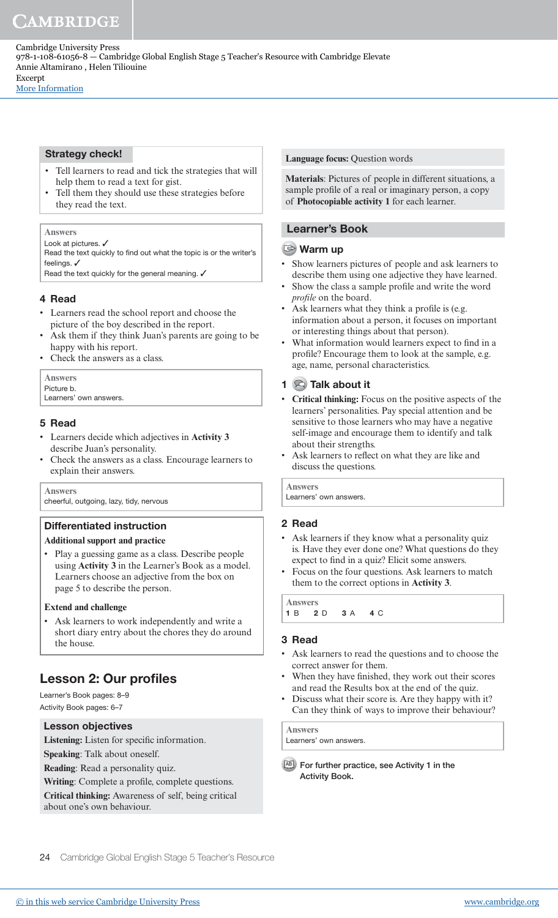## Strategy check!

- Tell learners to read and tick the strategies that will help them to read a text for gist.
- Tell them they should use these strategies before they read the text.

**Answers**

Look at pictures. ✓
Read the text quickly to find out what the topic is or the writer's feelings. ✓
Read the text quickly for the general meaning. ✓

### 4 Read

- Learners read the school report and choose the picture of the boy described in the report.
- Ask them if they think Juan's parents are going to be happy with his report.
- Check the answers as a class.

**Answers**

Picture b.
Learners' own answers.

### 5 Read

- Learners decide which adjectives in **Activity 3** describe Juan's personality.
- Check the answers as a class. Encourage learners to explain their answers.

**Answers**

cheerful, outgoing, lazy, tidy, nervous

## Differentiated instruction

**Additional support and practice**

- Play a guessing game as a class. Describe people using **Activity 3** in the Learner's Book as a model. Learners choose an adjective from the box on page 5 to describe the person.

**Extend and challenge**

- Ask learners to work independently and write a short diary entry about the chores they do around the house.

## Lesson 2: Our profiles

Learner's Book pages: 8–9
Activity Book pages: 6–7

### Lesson objectives

**Listening:** Listen for specific information.
**Speaking**: Talk about oneself.
**Reading**: Read a personality quiz.
**Writing**: Complete a profile, complete questions.
**Critical thinking:** Awareness of self, being critical about one's own behaviour.

**Language focus:** Question words

**Materials**: Pictures of people in different situations, a sample profile of a real or imaginary person, a copy of **Photocopiable activity 1** for each learner.

## Learner's Book

### Warm up

- Show learners pictures of people and ask learners to describe them using one adjective they have learned.
- Show the class a sample profile and write the word *profile* on the board.
- Ask learners what they think a profile is (e.g. information about a person, it focuses on important or interesting things about that person).
- What information would learners expect to find in a profile? Encourage them to look at the sample, e.g. age, name, personal characteristics.

### 1 Talk about it

- **Critical thinking:** Focus on the positive aspects of the learners' personalities. Pay special attention and be sensitive to those learners who may have a negative self-image and encourage them to identify and talk about their strengths.
- Ask learners to reflect on what they are like and discuss the questions.

**Answers**

Learners' own answers.

### 2 Read

- Ask learners if they know what a personality quiz is. Have they ever done one? What questions do they expect to find in a quiz? Elicit some answers.
- Focus on the four questions. Ask learners to match them to the correct options in **Activity 3**.

**Answers**

**1** B **2** D **3** A **4** C

### 3 Read

- Ask learners to read the questions and to choose the correct answer for them.
- When they have finished, they work out their scores and read the Results box at the end of the quiz.
- Discuss what their score is. Are they happy with it? Can they think of ways to improve their behaviour?

**Answers**

Learners' own answers.

**For further practice, see Activity 1 in the Activity Book.**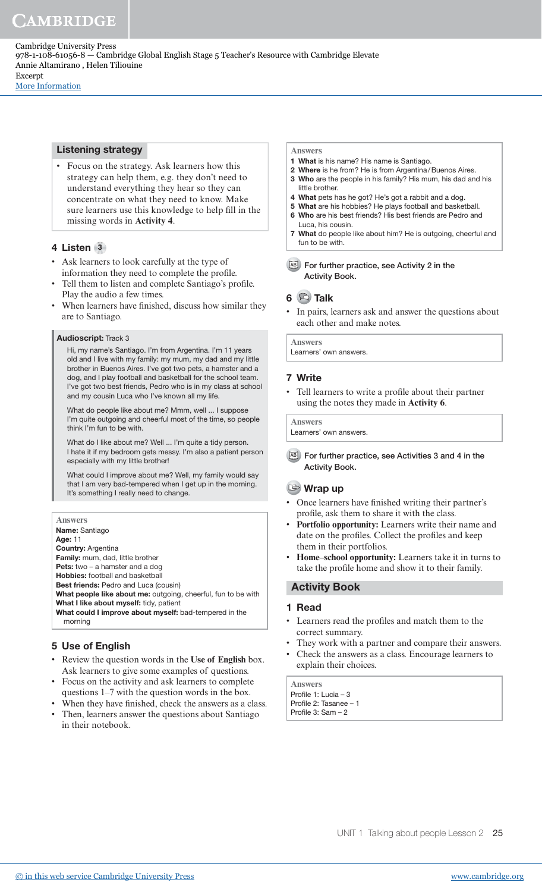### Listening strategy

- Focus on the strategy. Ask learners how this strategy can help them, e.g. they don't need to understand everything they hear so they can concentrate on what they need to know. Make sure learners use this knowledge to help fill in the missing words in **Activity 4**.

### 4 Listen 3

- Ask learners to look carefully at the type of information they need to complete the profile.
- Tell them to listen and complete Santiago's profile. Play the audio a few times.
- When learners have finished, discuss how similar they are to Santiago.

**Audioscript:** Track 3

Hi, my name's Santiago. I'm from Argentina. I'm 11 years old and I live with my family: my mum, my dad and my little brother in Buenos Aires. I've got two pets, a hamster and a dog, and I play football and basketball for the school team. I've got two best friends, Pedro who is in my class at school and my cousin Luca who I've known all my life.

What do people like about me? Mmm, well ... I suppose I'm quite outgoing and cheerful most of the time, so people think I'm fun to be with.

What do I like about me? Well ... I'm quite a tidy person. I hate it if my bedroom gets messy. I'm also a patient person especially with my little brother!

What could I improve about me? Well, my family would say that I am very bad-tempered when I get up in the morning. It's something I really need to change.

**Answers**

**Name:** Santiago
**Age:** 11
**Country:** Argentina
**Family:** mum, dad, little brother
**Pets:** two – a hamster and a dog
**Hobbies:** football and basketball
**Best friends:** Pedro and Luca (cousin)
**What people like about me:** outgoing, cheerful, fun to be with
**What I like about myself:** tidy, patient
**What could I improve about myself:** bad-tempered in the morning

### 5 Use of English

- Review the question words in the **Use of English** box. Ask learners to give some examples of questions.
- Focus on the activity and ask learners to complete questions 1–7 with the question words in the box.
- When they have finished, check the answers as a class.
- Then, learners answer the questions about Santiago in their notebook.

**Answers**

1. **What** is his name? His name is Santiago.
2. **Where** is he from? He is from Argentina / Buenos Aires.
3. **Who** are the people in his family? His mum, his dad and his little brother.
4. **What** pets has he got? He's got a rabbit and a dog.
5. **What** are his hobbies? He plays football and basketball.
6. **Who** are his best friends? His best friends are Pedro and Luca, his cousin.
7. **What** do people like about him? He is outgoing, cheerful and fun to be with.

For further practice, see Activity 2 in the Activity Book.

### 6 Talk

- In pairs, learners ask and answer the questions about each other and make notes.

**Answers**
Learners' own answers.

### 7 Write

- Tell learners to write a profile about their partner using the notes they made in **Activity 6**.

**Answers**
Learners' own answers.

For further practice, see Activities 3 and 4 in the Activity Book.

### Wrap up

- Once learners have finished writing their partner's profile, ask them to share it with the class.
- **Portfolio opportunity:** Learners write their name and date on the profiles. Collect the profiles and keep them in their portfolios.
- **Home–school opportunity:** Learners take it in turns to take the profile home and show it to their family.

## Activity Book

### 1 Read

- Learners read the profiles and match them to the correct summary.
- They work with a partner and compare their answers.
- Check the answers as a class. Encourage learners to explain their choices.

**Answers**
Profile 1: Lucia – 3
Profile 2: Tasanee – 1
Profile 3: Sam – 2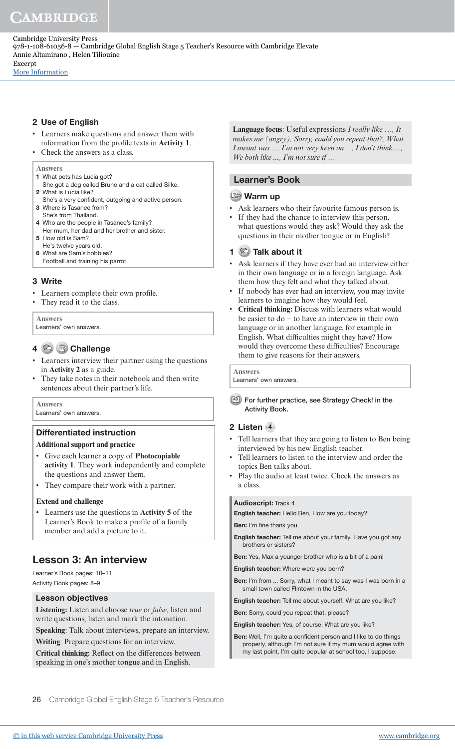## 2 Use of English

- Learners make questions and answer them with information from the profile texts in **Activity 1**.
- Check the answers as a class.

**Answers**
1. What pets has Lucia got?
   She got a dog called Bruno and a cat called Silke.
2. What is Lucia like?
   She's a very confident, outgoing and active person.
3. Where is Tasanee from?
   She's from Thailand.
4. Who are the people in Tasanee's family?
   Her mum, her dad and her brother and sister.
5. How old is Sam?
   He's twelve years old.
6. What are Sam's hobbies?
   Football and training his parrot.

## 3 Write

- Learners complete their own profile.
- They read it to the class.

**Answers**
Learners' own answers.

## 4 Challenge

- Learners interview their partner using the questions in **Activity 2** as a guide.
- They take notes in their notebook and then write sentences about their partner's life.

**Answers**
Learners' own answers.

### Differentiated instruction

**Additional support and practice**

- Give each learner a copy of **Photocopiable activity 1**. They work independently and complete the questions and answer them.
- They compare their work with a partner.

**Extend and challenge**

- Learners use the questions in **Activity 5** of the Learner's Book to make a profile of a family member and add a picture to it.

# Lesson 3: An interview

Learner's Book pages: 10–11
Activity Book pages: 8–9

### Lesson objectives

**Listening:** Listen and choose *true* or *false*, listen and write questions, listen and mark the intonation.

**Speaking**: Talk about interviews, prepare an interview.

**Writing**: Prepare questions for an interview.

**Critical thinking:** Reflect on the differences between speaking in one's mother tongue and in English.

**Language focus**: Useful expressions *I really like …, It makes me (angry), Sorry, could you repeat that?, What I meant was ..., I'm not very keen on ..., I don't think ..., We both like ...., I'm not sure if ...*

## Learner's Book

### Warm up

- Ask learners who their favourite famous person is.
- If they had the chance to interview this person, what questions would they ask? Would they ask the questions in their mother tongue or in English?

## 1 Talk about it

- Ask learners if they have ever had an interview either in their own language or in a foreign language. Ask them how they felt and what they talked about.
- If nobody has ever had an interview, you may invite learners to imagine how they would feel.
- **Critical thinking:** Discuss with learners what would be easier to do – to have an interview in their own language or in another language, for example in English. What difficulties might they have? How would they overcome these difficulties? Encourage them to give reasons for their answers.

**Answers**
Learners' own answers.

For further practice, see Strategy Check! in the Activity Book.

## 2 Listen 4

- Tell learners that they are going to listen to Ben being interviewed by his new English teacher.
- Tell learners to listen to the interview and order the topics Ben talks about.
- Play the audio at least twice. Check the answers as a class.

**Audioscript:** Track 4

**English teacher:** Hello Ben, How are you today?

**Ben:** I'm fine thank you.

**English teacher:** Tell me about your family. Have you got any brothers or sisters?

**Ben:** Yes, Max a younger brother who is a bit of a pain!

**English teacher:** Where were you born?

**Ben:** I'm from ... Sorry, what I meant to say was I was born in a small town called Flintown in the USA.

**English teacher:** Tell me about yourself. What are you like?

**Ben:** Sorry, could you repeat that, please?

**English teacher:** Yes, of course. What are you like?

**Ben:** Well, I'm quite a confident person and I like to do things properly, although I'm not sure if my mum would agree with my last point. I'm quite popular at school too, I suppose.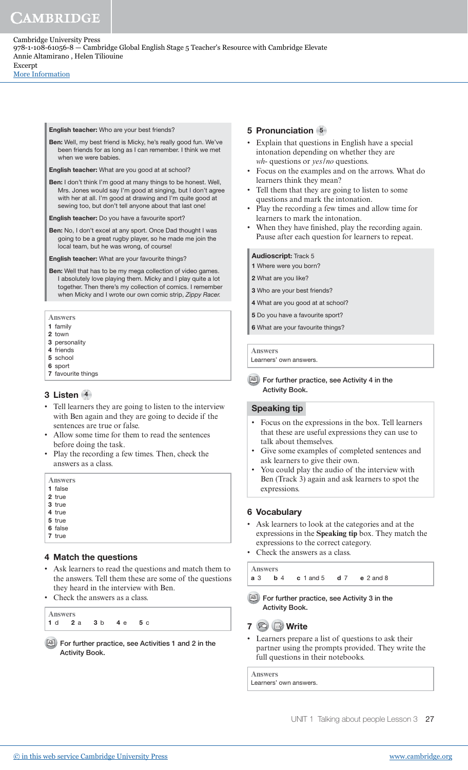**English teacher:** Who are your best friends?

**Ben:** Well, my best friend is Micky, he's really good fun. We've been friends for as long as I can remember. I think we met when we were babies.

**English teacher:** What are you good at at school?

**Ben:** I don't think I'm good at many things to be honest. Well, Mrs. Jones would say I'm good at singing, but I don't agree with her at all. I'm good at drawing and I'm quite good at sewing too, but don't tell anyone about that last one!

**English teacher:** Do you have a favourite sport?

**Ben:** No, I don't excel at any sport. Once Dad thought I was going to be a great rugby player, so he made me join the local team, but he was wrong, of course!

**English teacher:** What are your favourite things?

**Ben:** Well that has to be my mega collection of video games. I absolutely love playing them. Micky and I play quite a lot together. Then there's my collection of comics. I remember when Micky and I wrote our own comic strip, *Zippy Racer*.

**Answers**
**1** family
**2** town
**3** personality
**4** friends
**5** school
**6** sport
**7** favourite things

## 3 Listen 4

- Tell learners they are going to listen to the interview with Ben again and they are going to decide if the sentences are true or false.
- Allow some time for them to read the sentences before doing the task.
- Play the recording a few times. Then, check the answers as a class.

**Answers**
**1** false
**2** true
**3** true
**4** true
**5** true
**6** false
**7** true

## 4 Match the questions

- Ask learners to read the questions and match them to the answers. Tell them these are some of the questions they heard in the interview with Ben.
- Check the answers as a class.

**Answers**
**1** d **2** a **3** b **4** e **5** c

**For further practice, see Activities 1 and 2 in the Activity Book.**

## 5 Pronunciation 5

- Explain that questions in English have a special intonation depending on whether they are *wh-* questions or *yes/no* questions.
- Focus on the examples and on the arrows. What do learners think they mean?
- Tell them that they are going to listen to some questions and mark the intonation.
- Play the recording a few times and allow time for learners to mark the intonation.
- When they have finished, play the recording again. Pause after each question for learners to repeat.

**Audioscript:** Track 5
**1** Where were you born?
**2** What are you like?
**3** Who are your best friends?
**4** What are you good at at school?
**5** Do you have a favourite sport?
**6** What are your favourite things?

**Answers**
Learners' own answers.

**For further practice, see Activity 4 in the Activity Book.**

### Speaking tip

- Focus on the expressions in the box. Tell learners that these are useful expressions they can use to talk about themselves.
- Give some examples of completed sentences and ask learners to give their own.
- You could play the audio of the interview with Ben (Track 3) again and ask learners to spot the expressions.

## 6 Vocabulary

- Ask learners to look at the categories and at the expressions in the **Speaking tip** box. They match the expressions to the correct category.
- Check the answers as a class.

**Answers**
**a** 3 **b** 4 **c** 1 and 5 **d** 7 **e** 2 and 8

**For further practice, see Activity 3 in the Activity Book.**

## 7 Write

- Learners prepare a list of questions to ask their partner using the prompts provided. They write the full questions in their notebooks.

**Answers**
Learners' own answers.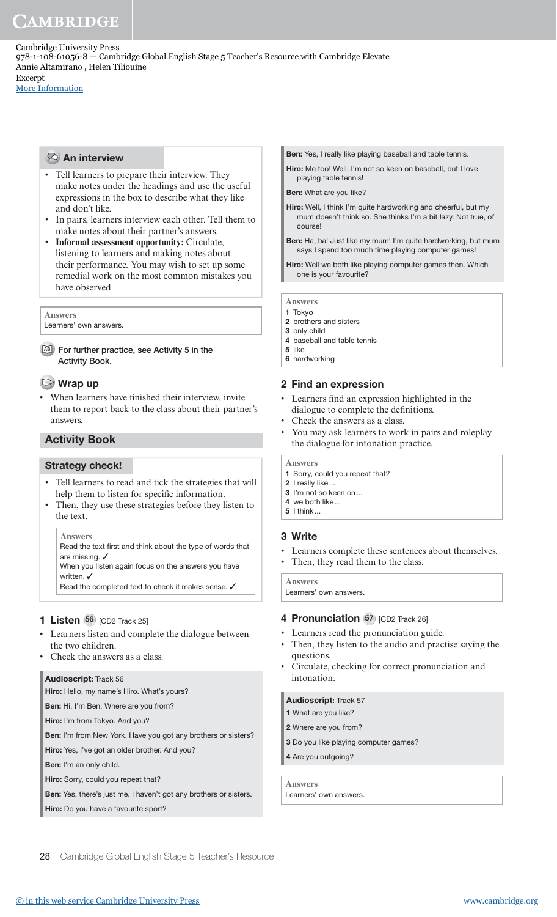### An interview

- Tell learners to prepare their interview. They make notes under the headings and use the useful expressions in the box to describe what they like and don't like.
- In pairs, learners interview each other. Tell them to make notes about their partner's answers.
- **Informal assessment opportunity:** Circulate, listening to learners and making notes about their performance. You may wish to set up some remedial work on the most common mistakes you have observed.

**Answers**
Learners' own answers.

For further practice, see Activity 5 in the Activity Book.

### Wrap up

- When learners have finished their interview, invite them to report back to the class about their partner's answers.

## Activity Book

### Strategy check!

- Tell learners to read and tick the strategies that will help them to listen for specific information.
- Then, they use these strategies before they listen to the text.

**Answers**
Read the text first and think about the type of words that are missing. ✓
When you listen again focus on the answers you have written. ✓
Read the completed text to check it makes sense. ✓

### 1 Listen 56 [CD2 Track 25]

- Learners listen and complete the dialogue between the two children.
- Check the answers as a class.

**Audioscript:** Track 56

**Hiro:** Hello, my name's Hiro. What's yours?

**Ben:** Hi, I'm Ben. Where are you from?

**Hiro:** I'm from Tokyo. And you?

**Ben:** I'm from New York. Have you got any brothers or sisters?

**Hiro:** Yes, I've got an older brother. And you?

**Ben:** I'm an only child.

**Hiro:** Sorry, could you repeat that?

**Ben:** Yes, there's just me. I haven't got any brothers or sisters.

**Hiro:** Do you have a favourite sport?

**Ben:** Yes, I really like playing baseball and table tennis.

**Hiro:** Me too! Well, I'm not so keen on baseball, but I love playing table tennis!

**Ben:** What are you like?

**Hiro:** Well, I think I'm quite hardworking and cheerful, but my mum doesn't think so. She thinks I'm a bit lazy. Not true, of course!

**Ben:** Ha, ha! Just like my mum! I'm quite hardworking, but mum says I spend too much time playing computer games!

**Hiro:** Well we both like playing computer games then. Which one is your favourite?

**Answers**
1 Tokyo
2 brothers and sisters
3 only child
4 baseball and table tennis
5 like
6 hardworking

### 2 Find an expression

- Learners find an expression highlighted in the dialogue to complete the definitions.
- Check the answers as a class.
- You may ask learners to work in pairs and roleplay the dialogue for intonation practice.

**Answers**
1 Sorry, could you repeat that?
2 I really like …
3 I'm not so keen on …
4 we both like …
5 I think …

### 3 Write

- Learners complete these sentences about themselves.
- Then, they read them to the class.

**Answers**
Learners' own answers.

### 4 Pronunciation 57 [CD2 Track 26]

- Learners read the pronunciation guide.
- Then, they listen to the audio and practise saying the questions.
- Circulate, checking for correct pronunciation and intonation.

**Audioscript:** Track 57

1 What are you like?

2 Where are you from?

3 Do you like playing computer games?

4 Are you outgoing?

**Answers**
Learners' own answers.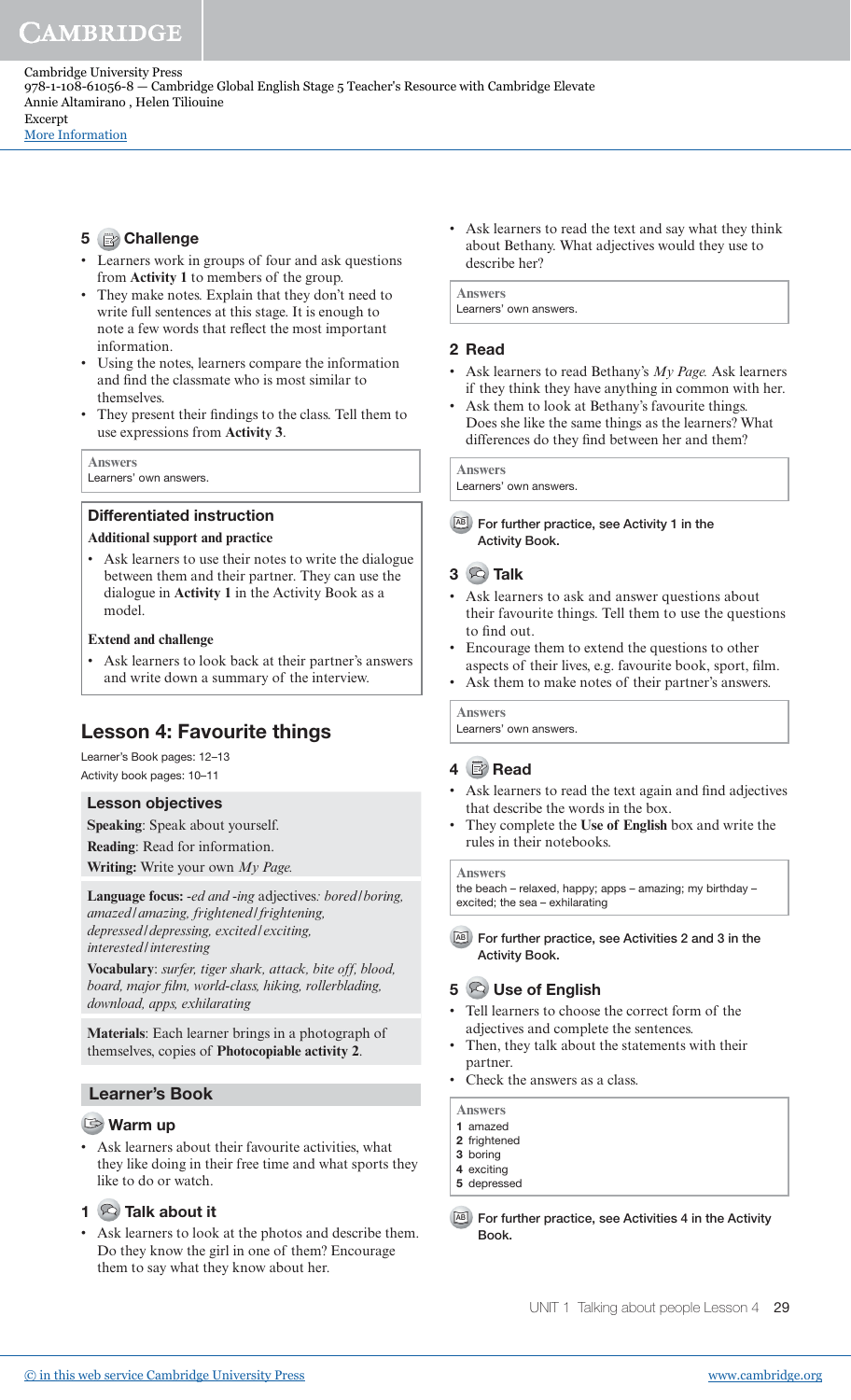### 5 Challenge

- Learners work in groups of four and ask questions from **Activity 1** to members of the group.
- They make notes. Explain that they don't need to write full sentences at this stage. It is enough to note a few words that reflect the most important information.
- Using the notes, learners compare the information and find the classmate who is most similar to themselves.
- They present their findings to the class. Tell them to use expressions from **Activity 3**.

**Answers**
Learners' own answers.

**Differentiated instruction**

**Additional support and practice**

- Ask learners to use their notes to write the dialogue between them and their partner. They can use the dialogue in **Activity 1** in the Activity Book as a model.

**Extend and challenge**

- Ask learners to look back at their partner's answers and write down a summary of the interview.

## Lesson 4: Favourite things

Learner's Book pages: 12–13
Activity book pages: 10–11

**Lesson objectives**

**Speaking**: Speak about yourself.

**Reading**: Read for information.

**Writing:** Write your own *My Page*.

**Language focus:** *-ed* and *-ing* adjectives*: bored/boring, amazed/amazing, frightened/frightening, depressed/depressing, excited/exciting, interested/interesting*

**Vocabulary**: *surfer, tiger shark, attack, bite off, blood, board, major film, world-class, hiking, rollerblading, download, apps, exhilarating*

**Materials**: Each learner brings in a photograph of themselves, copies of **Photocopiable activity 2**.

### Learner's Book

#### Warm up

- Ask learners about their favourite activities, what they like doing in their free time and what sports they like to do or watch.

#### 1 Talk about it

- Ask learners to look at the photos and describe them. Do they know the girl in one of them? Encourage them to say what they know about her.
- Ask learners to read the text and say what they think about Bethany. What adjectives would they use to describe her?

**Answers**
Learners' own answers.

#### 2 Read

- Ask learners to read Bethany's *My Page*. Ask learners if they think they have anything in common with her.
- Ask them to look at Bethany's favourite things. Does she like the same things as the learners? What differences do they find between her and them?

**Answers**
Learners' own answers.

For further practice, see Activity 1 in the Activity Book.

#### 3 Talk

- Ask learners to ask and answer questions about their favourite things. Tell them to use the questions to find out.
- Encourage them to extend the questions to other aspects of their lives, e.g. favourite book, sport, film.
- Ask them to make notes of their partner's answers.

**Answers**
Learners' own answers.

#### 4 Read

- Ask learners to read the text again and find adjectives that describe the words in the box.
- They complete the **Use of English** box and write the rules in their notebooks.

**Answers**
the beach – relaxed, happy; apps – amazing; my birthday – excited; the sea – exhilarating

For further practice, see Activities 2 and 3 in the Activity Book.

#### 5 Use of English

- Tell learners to choose the correct form of the adjectives and complete the sentences.
- Then, they talk about the statements with their partner.
- Check the answers as a class.

**Answers**
1 amazed
2 frightened
3 boring
4 exciting
5 depressed

For further practice, see Activities 4 in the Activity Book.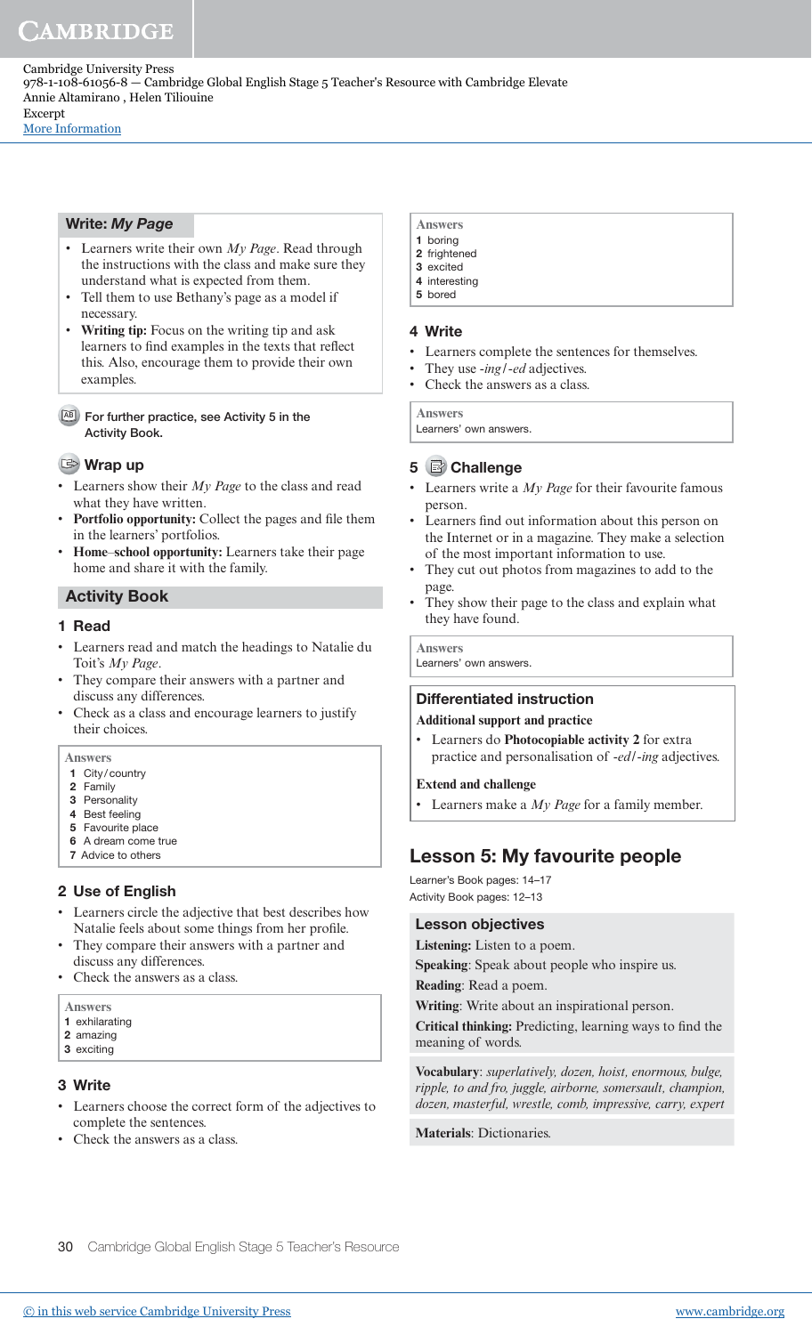### Write: *My Page*

- Learners write their own *My Page*. Read through the instructions with the class and make sure they understand what is expected from them.
- Tell them to use Bethany's page as a model if necessary.
- **Writing tip:** Focus on the writing tip and ask learners to find examples in the texts that reflect this. Also, encourage them to provide their own examples.

For further practice, see Activity 5 in the Activity Book.

### Wrap up

- Learners show their *My Page* to the class and read what they have written.
- **Portfolio opportunity:** Collect the pages and file them in the learners' portfolios.
- **Home–school opportunity:** Learners take their page home and share it with the family.

## Activity Book

### 1 Read

- Learners read and match the headings to Natalie du Toit's *My Page*.
- They compare their answers with a partner and discuss any differences.
- Check as a class and encourage learners to justify their choices.

**Answers**
1 City/country
2 Family
3 Personality
4 Best feeling
5 Favourite place
6 A dream come true
7 Advice to others

### 2 Use of English

- Learners circle the adjective that best describes how Natalie feels about some things from her profile.
- They compare their answers with a partner and discuss any differences.
- Check the answers as a class.

**Answers**
1 exhilarating
2 amazing
3 exciting

### 3 Write

- Learners choose the correct form of the adjectives to complete the sentences.
- Check the answers as a class.

**Answers**
1 boring
2 frightened
3 excited
4 interesting
5 bored

### 4 Write

- Learners complete the sentences for themselves.
- They use *-ing*/*-ed* adjectives.
- Check the answers as a class.

**Answers**
Learners' own answers.

### 5 Challenge

- Learners write a *My Page* for their favourite famous person.
- Learners find out information about this person on the Internet or in a magazine. They make a selection of the most important information to use.
- They cut out photos from magazines to add to the page.
- They show their page to the class and explain what they have found.

**Answers**
Learners' own answers.

### Differentiated instruction

**Additional support and practice**

- Learners do **Photocopiable activity 2** for extra practice and personalisation of *-ed*/*-ing* adjectives.

**Extend and challenge**

- Learners make a *My Page* for a family member.

## Lesson 5: My favourite people

Learner's Book pages: 14–17
Activity Book pages: 12–13

### Lesson objectives

**Listening:** Listen to a poem.
**Speaking**: Speak about people who inspire us.
**Reading**: Read a poem.
**Writing**: Write about an inspirational person.
**Critical thinking:** Predicting, learning ways to find the meaning of words.

**Vocabulary**: *superlatively, dozen, hoist, enormous, bulge, ripple, to and fro, juggle, airborne, somersault, champion, dozen, masterful, wrestle, comb, impressive, carry, expert*

**Materials**: Dictionaries.